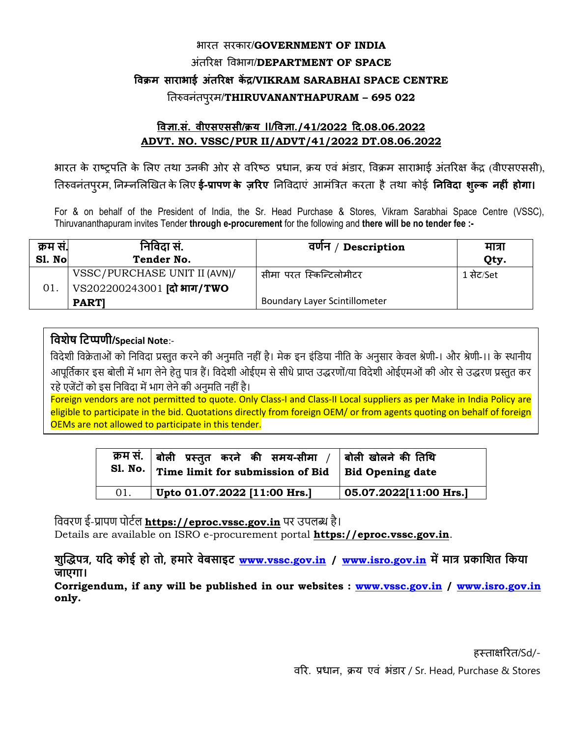# भारत सरकार/**GOVERNMENT OF INDIA**
# अंतरिक्ष विभाग/**DEPARTMENT OF SPACE**
# **विक्रम साराभाई अंतरिक्ष केंद्र/VIKRAM SARABHAI SPACE CENTRE**
# तिरुवनंतपुरम/**THIRUVANANTHAPURAM – 695 022**

**विज्ञा.सं. वीएसएससी/क्रय II/विज्ञा./41/2022 दि.08.06.2022**
**ADVT. NO. VSSC/PUR II/ADVT/41/2022 DT.08.06.2022**

भारत के राष्ट्रपति के लिए तथा उनकी ओर से वरिष्ठ प्रधान, क्रय एवं भंडार, विक्रम साराभाई अंतरिक्ष केंद्र (वीएसएससी), तिरुवनंतपुरम, निम्नलिखित के लिए **ई-प्रापण के ज़रिए** निविदाएं आमंत्रित करता है तथा कोई **निविदा शुल्क नहीं होगा।**

For & on behalf of the President of India, the Sr. Head Purchase & Stores, Vikram Sarabhai Space Centre (VSSC), Thiruvananthapuram invites Tender **through e-procurement** for the following and **there will be no tender fee :-**

| क्रम सं. Sl. No | निविदा सं. Tender No. | वर्णन / Description | मात्रा Qty. |
|---|---|---|---|
| 01. | VSSC/PURCHASE UNIT II (AVN)/ VS202200243001 **[दो भाग/TWO PART]** | सीमा परत स्किन्टिलोमीटर Boundary Layer Scintillometer | 1 सेट/Set |

**विशेष टिप्पणी/Special Note**:-

विदेशी विक्रेताओं को निविदा प्रस्तुत करने की अनुमति नहीं है। मेक इन इंडिया नीति के अनुसार केवल श्रेणी-। और श्रेणी-।। के स्थानीय आपूर्तिकार इस बोली में भाग लेने हेतु पात्र हैं। विदेशी ओईएम से सीधे प्राप्त उद्धरणों/या विदेशी ओईएमओं की ओर से उद्धरण प्रस्तुत कर रहे एजेंटों को इस निविदा में भाग लेने की अनुमति नहीं है।

Foreign vendors are not permitted to quote. Only Class-I and Class-II Local suppliers as per Make in India Policy are eligible to participate in the bid. Quotations directly from foreign OEM/ or from agents quoting on behalf of foreign OEMs are not allowed to participate in this tender.

| क्रम सं. Sl. No. | बोली प्रस्तुत करने की समय-सीमा / Time limit for submission of Bid | बोली खोलने की तिथि Bid Opening date |
|---|---|---|
| 01. | **Upto 01.07.2022 [11:00 Hrs.]** | **05.07.2022[11:00 Hrs.]** |

विवरण ई-प्रापण पोर्टल **https://eproc.vssc.gov.in** पर उपलब्ध है।
Details are available on ISRO e-procurement portal **https://eproc.vssc.gov.in**.

**शुद्धिपत्र, यदि कोई हो तो, हमारे वेबसाइट www.vssc.gov.in / www.isro.gov.in में मात्र प्रकाशित किया जाएगा।**
**Corrigendum, if any will be published in our websites : www.vssc.gov.in / www.isro.gov.in only.**

हस्ताक्षरित/Sd/-
वरि. प्रधान, क्रय एवं भंडार / Sr. Head, Purchase & Stores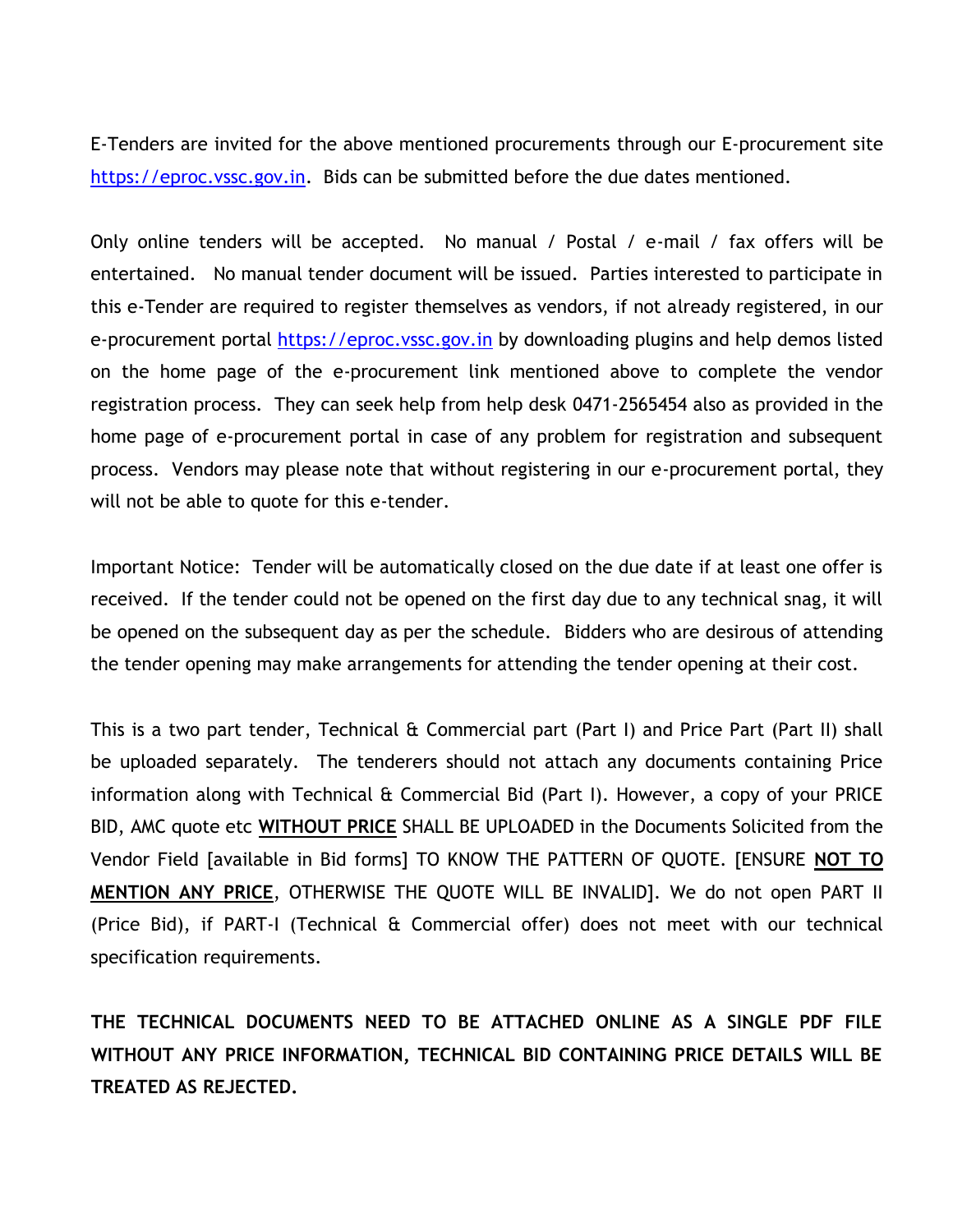E-Tenders are invited for the above mentioned procurements through our E-procurement site [https://eproc.vssc.gov.in](https://eproc.vssc.gov.in). Bids can be submitted before the due dates mentioned.

Only online tenders will be accepted. No manual / Postal / e-mail / fax offers will be entertained. No manual tender document will be issued. Parties interested to participate in this e-Tender are required to register themselves as vendors, if not already registered, in our e-procurement portal [https://eproc.vssc.gov.in](https://eproc.vssc.gov.in) by downloading plugins and help demos listed on the home page of the e-procurement link mentioned above to complete the vendor registration process. They can seek help from help desk 0471-2565454 also as provided in the home page of e-procurement portal in case of any problem for registration and subsequent process. Vendors may please note that without registering in our e-procurement portal, they will not be able to quote for this e-tender.

Important Notice: Tender will be automatically closed on the due date if at least one offer is received. If the tender could not be opened on the first day due to any technical snag, it will be opened on the subsequent day as per the schedule. Bidders who are desirous of attending the tender opening may make arrangements for attending the tender opening at their cost.

This is a two part tender, Technical & Commercial part (Part I) and Price Part (Part II) shall be uploaded separately. The tenderers should not attach any documents containing Price information along with Technical & Commercial Bid (Part I). However, a copy of your PRICE BID, AMC quote etc **WITHOUT PRICE** SHALL BE UPLOADED in the Documents Solicited from the Vendor Field [available in Bid forms] TO KNOW THE PATTERN OF QUOTE. [ENSURE **NOT TO MENTION ANY PRICE**, OTHERWISE THE QUOTE WILL BE INVALID]. We do not open PART II (Price Bid), if PART-I (Technical & Commercial offer) does not meet with our technical specification requirements.

**THE TECHNICAL DOCUMENTS NEED TO BE ATTACHED ONLINE AS A SINGLE PDF FILE WITHOUT ANY PRICE INFORMATION, TECHNICAL BID CONTAINING PRICE DETAILS WILL BE TREATED AS REJECTED.**